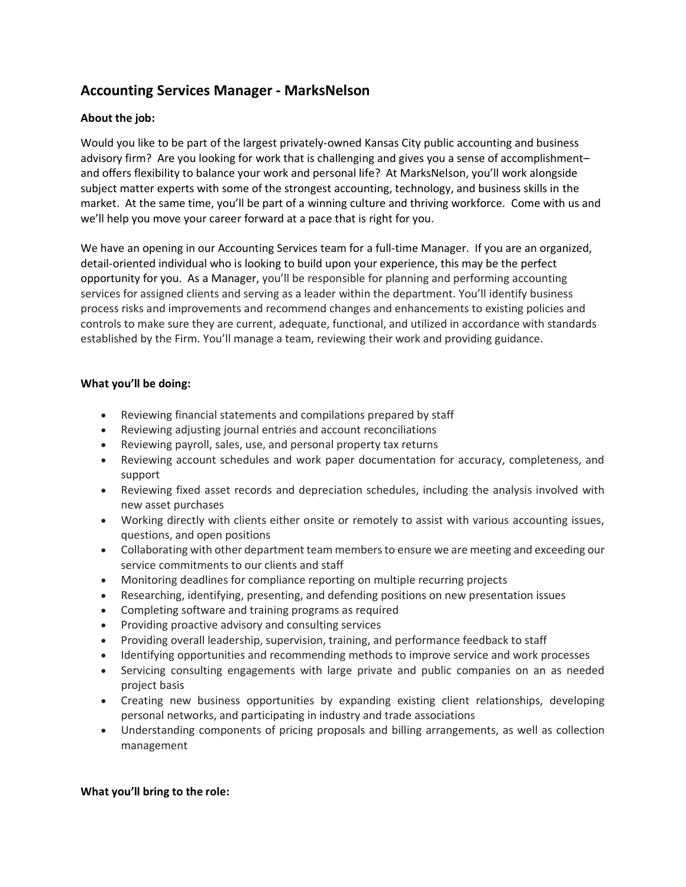# Accounting Services Manager - MarksNelson

**About the job:**

Would you like to be part of the largest privately-owned Kansas City public accounting and business advisory firm? Are you looking for work that is challenging and gives you a sense of accomplishment– and offers flexibility to balance your work and personal life? At MarksNelson, you'll work alongside subject matter experts with some of the strongest accounting, technology, and business skills in the market. At the same time, you'll be part of a winning culture and thriving workforce. Come with us and we'll help you move your career forward at a pace that is right for you.

We have an opening in our Accounting Services team for a full-time Manager. If you are an organized, detail-oriented individual who is looking to build upon your experience, this may be the perfect opportunity for you. As a Manager, you'll be responsible for planning and performing accounting services for assigned clients and serving as a leader within the department. You'll identify business process risks and improvements and recommend changes and enhancements to existing policies and controls to make sure they are current, adequate, functional, and utilized in accordance with standards established by the Firm. You'll manage a team, reviewing their work and providing guidance.

**What you'll be doing:**

- Reviewing financial statements and compilations prepared by staff
- Reviewing adjusting journal entries and account reconciliations
- Reviewing payroll, sales, use, and personal property tax returns
- Reviewing account schedules and work paper documentation for accuracy, completeness, and support
- Reviewing fixed asset records and depreciation schedules, including the analysis involved with new asset purchases
- Working directly with clients either onsite or remotely to assist with various accounting issues, questions, and open positions
- Collaborating with other department team members to ensure we are meeting and exceeding our service commitments to our clients and staff
- Monitoring deadlines for compliance reporting on multiple recurring projects
- Researching, identifying, presenting, and defending positions on new presentation issues
- Completing software and training programs as required
- Providing proactive advisory and consulting services
- Providing overall leadership, supervision, training, and performance feedback to staff
- Identifying opportunities and recommending methods to improve service and work processes
- Servicing consulting engagements with large private and public companies on an as needed project basis
- Creating new business opportunities by expanding existing client relationships, developing personal networks, and participating in industry and trade associations
- Understanding components of pricing proposals and billing arrangements, as well as collection management

**What you'll bring to the role:**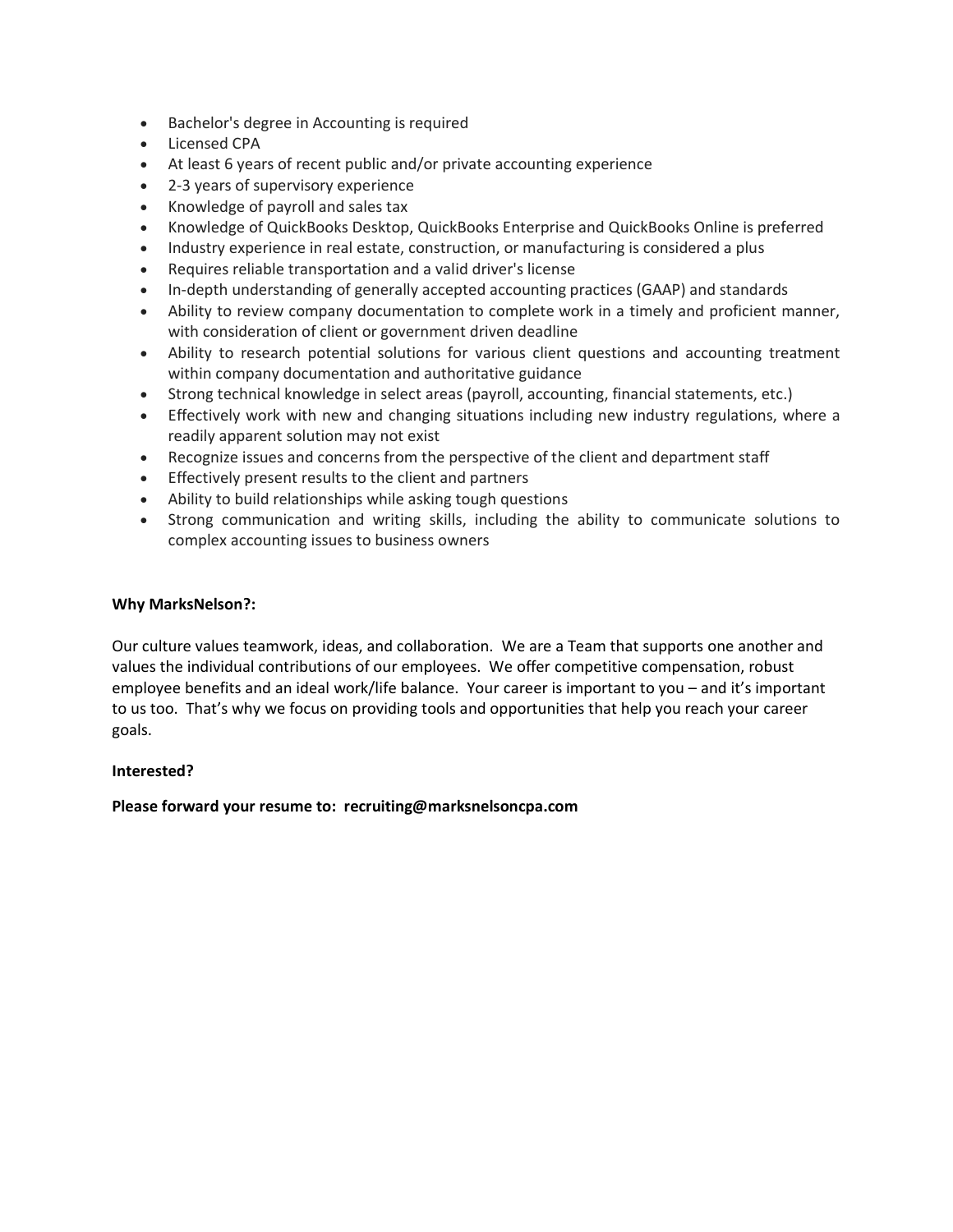- Bachelor's degree in Accounting is required
- Licensed CPA
- At least 6 years of recent public and/or private accounting experience
- 2-3 years of supervisory experience
- Knowledge of payroll and sales tax
- Knowledge of QuickBooks Desktop, QuickBooks Enterprise and QuickBooks Online is preferred
- Industry experience in real estate, construction, or manufacturing is considered a plus
- Requires reliable transportation and a valid driver's license
- In-depth understanding of generally accepted accounting practices (GAAP) and standards
- Ability to review company documentation to complete work in a timely and proficient manner, with consideration of client or government driven deadline
- Ability to research potential solutions for various client questions and accounting treatment within company documentation and authoritative guidance
- Strong technical knowledge in select areas (payroll, accounting, financial statements, etc.)
- Effectively work with new and changing situations including new industry regulations, where a readily apparent solution may not exist
- Recognize issues and concerns from the perspective of the client and department staff
- Effectively present results to the client and partners
- Ability to build relationships while asking tough questions
- Strong communication and writing skills, including the ability to communicate solutions to complex accounting issues to business owners

**Why MarksNelson?:**

Our culture values teamwork, ideas, and collaboration. We are a Team that supports one another and values the individual contributions of our employees. We offer competitive compensation, robust employee benefits and an ideal work/life balance. Your career is important to you – and it's important to us too. That's why we focus on providing tools and opportunities that help you reach your career goals.

**Interested?**

**Please forward your resume to: recruiting@marksnelsoncpa.com**